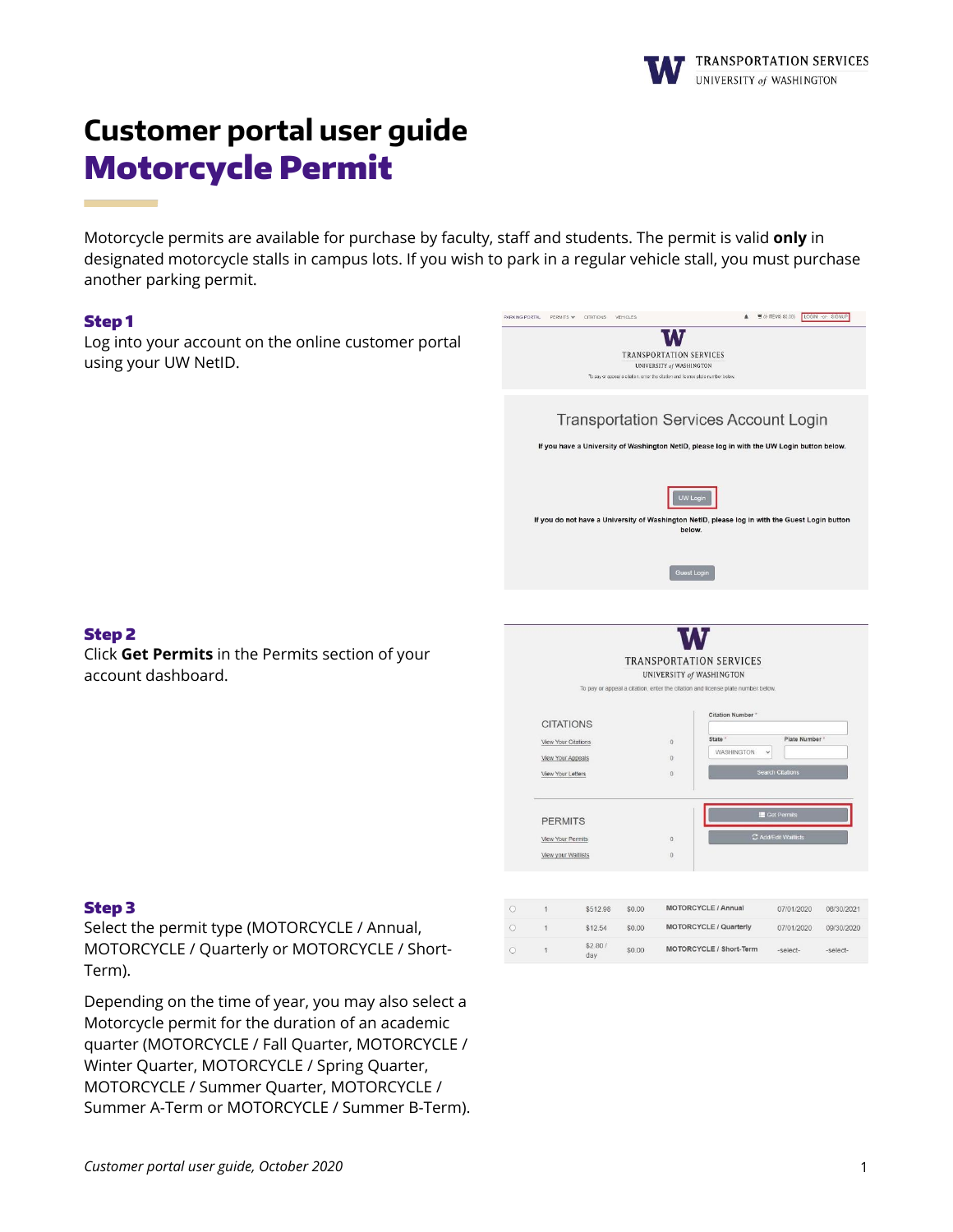# Customer portal user guide

## Motorcycle Permit

Motorcycle permits are available for purchase by faculty, staff and students. The permit is valid **only** in designated motorcycle stalls in campus lots. If you wish to park in a regular vehicle stall, you must purchase another parking permit.

### Step 1

Log into your account on the online customer portal using your UW NetID.

### Step 2

Click **Get Permits** in the Permits section of your account dashboard.

### Step 3

Select the permit type (MOTORCYCLE / Annual, MOTORCYCLE / Quarterly or MOTORCYCLE / Short-Term).

Depending on the time of year, you may also select a Motorcycle permit for the duration of an academic quarter (MOTORCYCLE / Fall Quarter, MOTORCYCLE / Winter Quarter, MOTORCYCLE / Spring Quarter, MOTORCYCLE / Summer Quarter, MOTORCYCLE / Summer A-Term or MOTORCYCLE / Summer B-Term).

*Customer portal user guide, October 2020*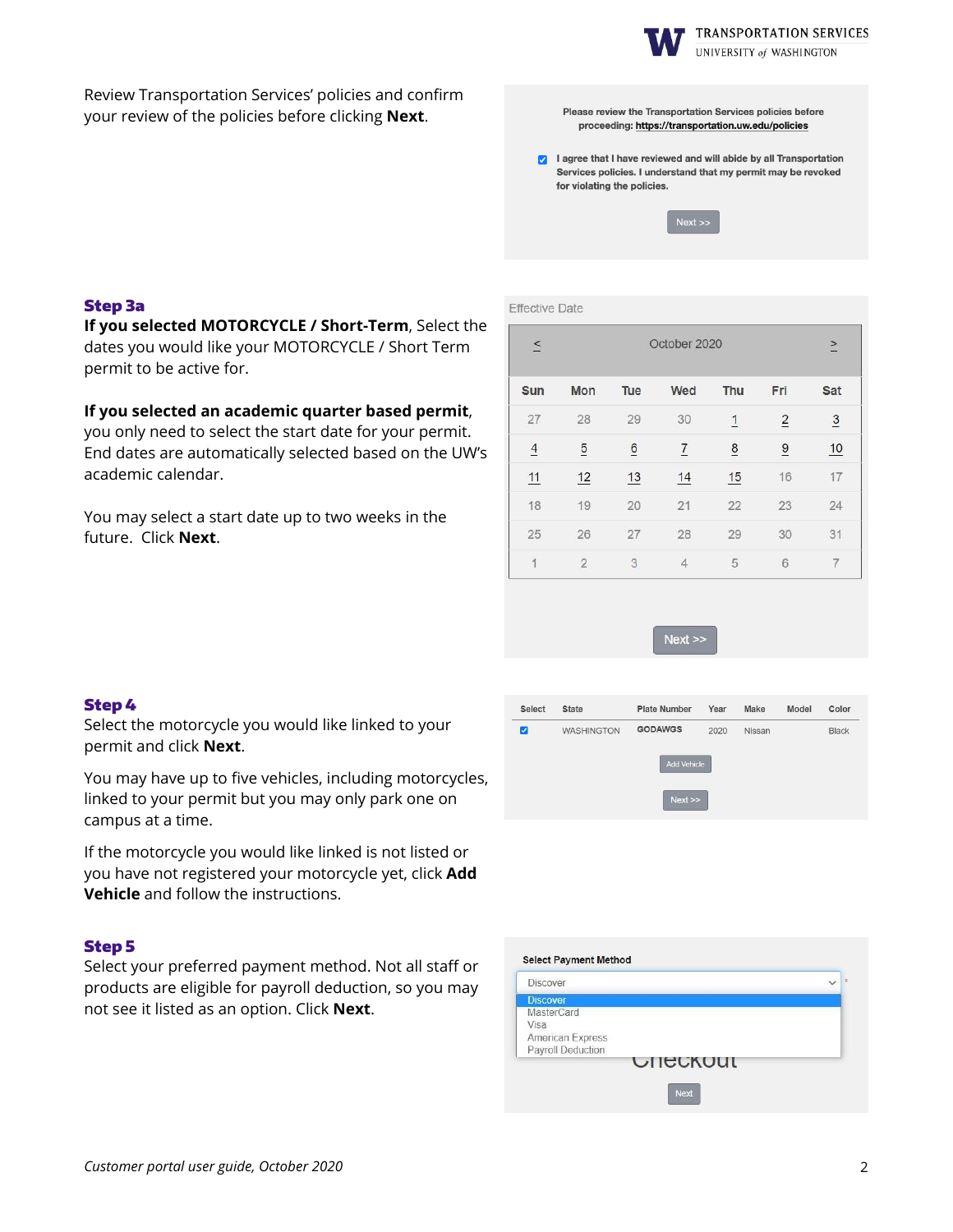Review Transportation Services' policies and confirm your review of the policies before clicking **Next**.

Please review the Transportation Services policies before proceeding: https://transportation.uw.edu/policies

☑ I agree that I have reviewed and will abide by all Transportation Services policies. I understand that my permit may be revoked for violating the policies.

Next >>

### Step 3a

**If you selected MOTORCYCLE / Short-Term**, Select the dates you would like your MOTORCYCLE / Short Term permit to be active for.

**If you selected an academic quarter based permit**, you only need to select the start date for your permit. End dates are automatically selected based on the UW's academic calendar.

You may select a start date up to two weeks in the future. Click **Next**.

Effective Date

< October 2020 >

| Sun | Mon | Tue | Wed | Thu | Fri | Sat |
|---|---|---|---|---|---|---|
| 27 | 28 | 29 | 30 | 1 | 2 | 3 |
| 4 | 5 | 6 | 7 | 8 | 9 | 10 |
| 11 | 12 | 13 | 14 | 15 | 16 | 17 |
| 18 | 19 | 20 | 21 | 22 | 23 | 24 |
| 25 | 26 | 27 | 28 | 29 | 30 | 31 |
| 1 | 2 | 3 | 4 | 5 | 6 | 7 |

Next >>

### Step 4

Select the motorcycle you would like linked to your permit and click **Next**.

You may have up to five vehicles, including motorcycles, linked to your permit but you may only park one on campus at a time.

If the motorcycle you would like linked is not listed or you have not registered your motorcycle yet, click **Add Vehicle** and follow the instructions.

| Select | State | Plate Number | Year | Make | Model | Color |
|---|---|---|---|---|---|---|
| ☑ | WASHINGTON | GODAWGS | 2020 | Nissan | | Black |

Add Vehicle

Next >>

### Step 5

Select your preferred payment method. Not all staff or products are eligible for payroll deduction, so you may not see it listed as an option. Click **Next**.

Select Payment Method

Discover
- Discover
- MasterCard
- Visa
- American Express
- Payroll Deduction

Checkout

Next

*Customer portal user guide, October 2020*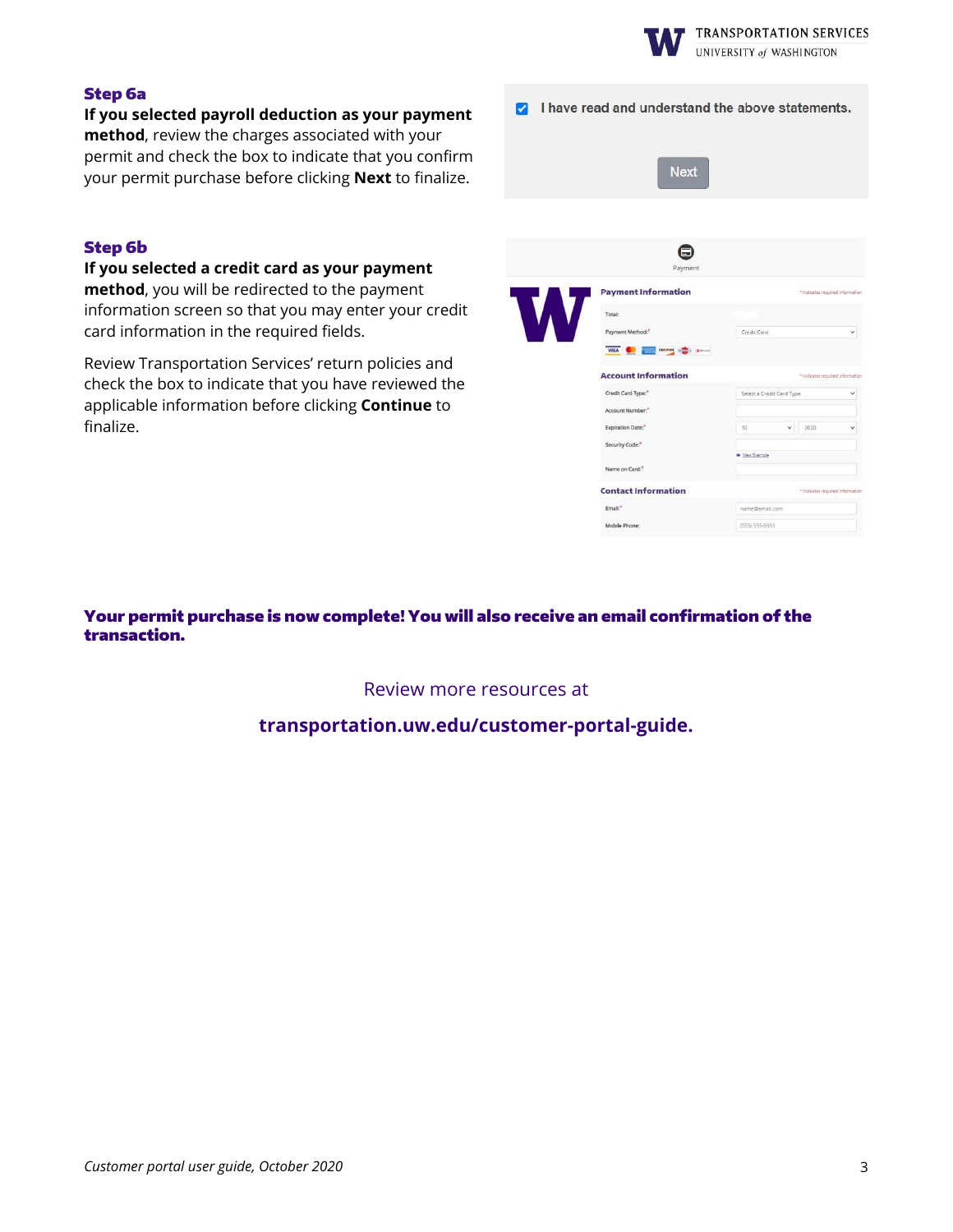### Step 6a

**If you selected payroll deduction as your payment method**, review the charges associated with your permit and check the box to indicate that you confirm your permit purchase before clicking **Next** to finalize.

### Step 6b

**If you selected a credit card as your payment method**, you will be redirected to the payment information screen so that you may enter your credit card information in the required fields.

Review Transportation Services' return policies and check the box to indicate that you have reviewed the applicable information before clicking **Continue** to finalize.

**Your permit purchase is now complete! You will also receive an email confirmation of the transaction.**

Review more resources at

**transportation.uw.edu/customer-portal-guide.**